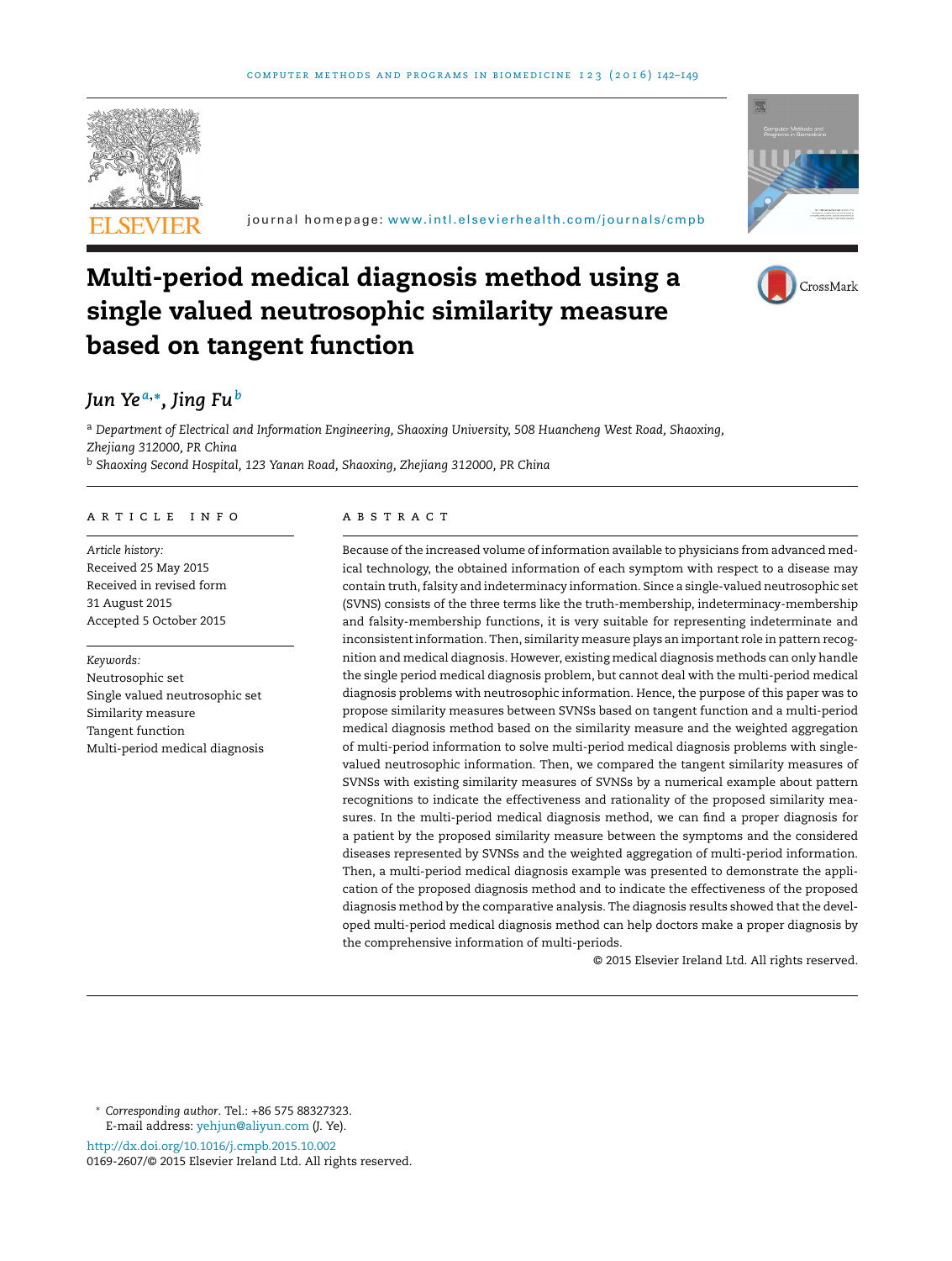# Multi-period medical diagnosis method using a single valued neutrosophic similarity measure based on tangent function

*Jun Ye*[a,*], *Jing Fu*[b]

[a] *Department of Electrical and Information Engineering, Shaoxing University, 508 Huancheng West Road, Shaoxing, Zhejiang 312000, PR China*

[b] *Shaoxing Second Hospital, 123 Yanan Road, Shaoxing, Zhejiang 312000, PR China*

## ARTICLE INFO

*Article history:*
Received 25 May 2015
Received in revised form
31 August 2015
Accepted 5 October 2015

*Keywords:*
Neutrosophic set
Single valued neutrosophic set
Similarity measure
Tangent function
Multi-period medical diagnosis

## ABSTRACT

Because of the increased volume of information available to physicians from advanced medical technology, the obtained information of each symptom with respect to a disease may contain truth, falsity and indeterminacy information. Since a single-valued neutrosophic set (SVNS) consists of the three terms like the truth-membership, indeterminacy-membership and falsity-membership functions, it is very suitable for representing indeterminate and inconsistent information. Then, similarity measure plays an important role in pattern recognition and medical diagnosis. However, existing medical diagnosis methods can only handle the single period medical diagnosis problem, but cannot deal with the multi-period medical diagnosis problems with neutrosophic information. Hence, the purpose of this paper was to propose similarity measures between SVNSs based on tangent function and a multi-period medical diagnosis method based on the similarity measure and the weighted aggregation of multi-period information to solve multi-period medical diagnosis problems with single-valued neutrosophic information. Then, we compared the tangent similarity measures of SVNSs with existing similarity measures of SVNSs by a numerical example about pattern recognitions to indicate the effectiveness and rationality of the proposed similarity measures. In the multi-period medical diagnosis method, we can find a proper diagnosis for a patient by the proposed similarity measure between the symptoms and the considered diseases represented by SVNSs and the weighted aggregation of multi-period information. Then, a multi-period medical diagnosis example was presented to demonstrate the application of the proposed diagnosis method and to indicate the effectiveness of the proposed diagnosis method by the comparative analysis. The diagnosis results showed that the developed multi-period medical diagnosis method can help doctors make a proper diagnosis by the comprehensive information of multi-periods.

© 2015 Elsevier Ireland Ltd. All rights reserved.

---

\* *Corresponding author*. Tel.: +86 575 88327323.
E-mail address: yehjun@aliyun.com (J. Ye).

http://dx.doi.org/10.1016/j.cmpb.2015.10.002
0169-2607/© 2015 Elsevier Ireland Ltd. All rights reserved.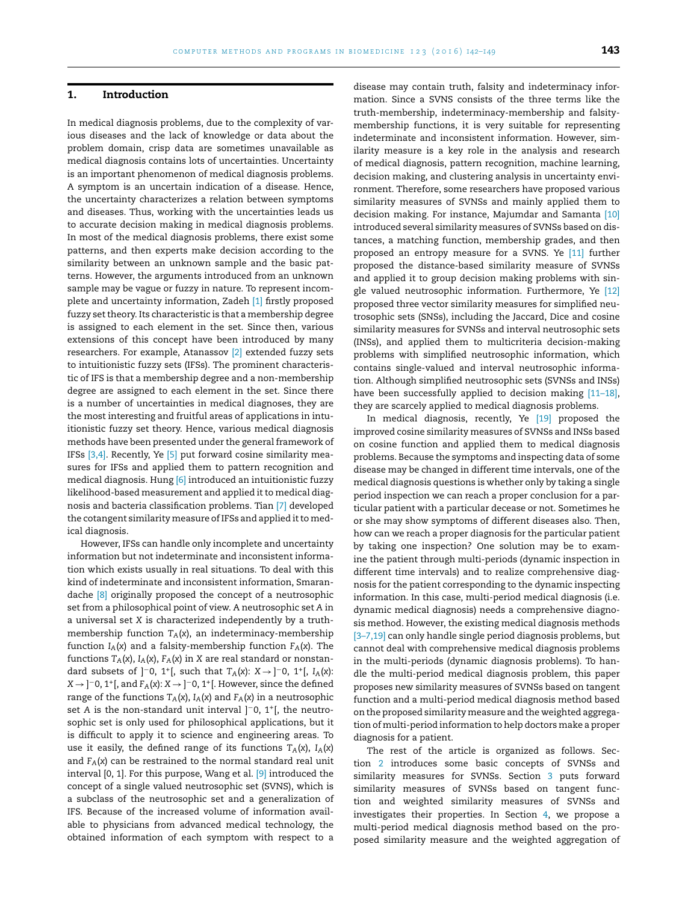## 1. Introduction

In medical diagnosis problems, due to the complexity of various diseases and the lack of knowledge or data about the problem domain, crisp data are sometimes unavailable as medical diagnosis contains lots of uncertainties. Uncertainty is an important phenomenon of medical diagnosis problems. A symptom is an uncertain indication of a disease. Hence, the uncertainty characterizes a relation between symptoms and diseases. Thus, working with the uncertainties leads us to accurate decision making in medical diagnosis problems. In most of the medical diagnosis problems, there exist some patterns, and then experts make decision according to the similarity between an unknown sample and the basic patterns. However, the arguments introduced from an unknown sample may be vague or fuzzy in nature. To represent incomplete and uncertainty information, Zadeh [1] firstly proposed fuzzy set theory. Its characteristic is that a membership degree is assigned to each element in the set. Since then, various extensions of this concept have been introduced by many researchers. For example, Atanassov [2] extended fuzzy sets to intuitionistic fuzzy sets (IFSs). The prominent characteristic of IFS is that a membership degree and a non-membership degree are assigned to each element in the set. Since there is a number of uncertainties in medical diagnoses, they are the most interesting and fruitful areas of applications in intuitionistic fuzzy set theory. Hence, various medical diagnosis methods have been presented under the general framework of IFSs [3,4]. Recently, Ye [5] put forward cosine similarity measures for IFSs and applied them to pattern recognition and medical diagnosis. Hung [6] introduced an intuitionistic fuzzy likelihood-based measurement and applied it to medical diagnosis and bacteria classification problems. Tian [7] developed the cotangent similarity measure of IFSs and applied it to medical diagnosis.

However, IFSs can handle only incomplete and uncertainty information but not indeterminate and inconsistent information which exists usually in real situations. To deal with this kind of indeterminate and inconsistent information, Smarandache [8] originally proposed the concept of a neutrosophic set from a philosophical point of view. A neutrosophic set $A$ in a universal set $X$ is characterized independently by a truth-membership function $T_A(x)$, an indeterminacy-membership function $I_A(x)$ and a falsity-membership function $F_A(x)$. The functions $T_A(x)$, $I_A(x)$, $F_A(x)$ in $X$ are real standard or nonstandard subsets of $]^-0, 1^+[$, such that $T_A(x)$: $X \to ]^-0, 1^+[$, $I_A(x)$: $X \to ]^-0, 1^+[$, and $F_A(x)$: $X \to ]^-0, 1^+[$. However, since the defined range of the functions $T_A(x)$, $I_A(x)$ and $F_A(x)$ in a neutrosophic set $A$ is the non-standard unit interval $]^-0, 1^+[$, the neutrosophic set is only used for philosophical applications, but it is difficult to apply it to science and engineering areas. To use it easily, the defined range of its functions $T_A(x)$, $I_A(x)$ and $F_A(x)$ can be restrained to the normal standard real unit interval [0, 1]. For this purpose, Wang et al. [9] introduced the concept of a single valued neutrosophic set (SVNS), which is a subclass of the neutrosophic set and a generalization of IFS. Because of the increased volume of information available to physicians from advanced medical technology, the obtained information of each symptom with respect to a disease may contain truth, falsity and indeterminacy information. Since a SVNS consists of the three terms like the truth-membership, indeterminacy-membership and falsity-membership functions, it is very suitable for representing indeterminate and inconsistent information. However, similarity measure is a key role in the analysis and research of medical diagnosis, pattern recognition, machine learning, decision making, and clustering analysis in uncertainty environment. Therefore, some researchers have proposed various similarity measures of SVNSs and mainly applied them to decision making. For instance, Majumdar and Samanta [10] introduced several similarity measures of SVNSs based on distances, a matching function, membership grades, and then proposed an entropy measure for a SVNS. Ye [11] further proposed the distance-based similarity measure of SVNSs and applied it to group decision making problems with single valued neutrosophic information. Furthermore, Ye [12] proposed three vector similarity measures for simplified neutrosophic sets (SNSs), including the Jaccard, Dice and cosine similarity measures for SVNSs and interval neutrosophic sets (INSs), and applied them to multicriteria decision-making problems with simplified neutrosophic information, which contains single-valued and interval neutrosophic information. Although simplified neutrosophic sets (SVNSs and INSs) have been successfully applied to decision making [11–18], they are scarcely applied to medical diagnosis problems.

In medical diagnosis, recently, Ye [19] proposed the improved cosine similarity measures of SVNSs and INSs based on cosine function and applied them to medical diagnosis problems. Because the symptoms and inspecting data of some disease may be changed in different time intervals, one of the medical diagnosis questions is whether only by taking a single period inspection we can reach a proper conclusion for a particular patient with a particular decease or not. Sometimes he or she may show symptoms of different diseases also. Then, how can we reach a proper diagnosis for the particular patient by taking one inspection? One solution may be to examine the patient through multi-periods (dynamic inspection in different time intervals) and to realize comprehensive diagnosis for the patient corresponding to the dynamic inspecting information. In this case, multi-period medical diagnosis (i.e. dynamic medical diagnosis) needs a comprehensive diagnosis method. However, the existing medical diagnosis methods [3–7,19] can only handle single period diagnosis problems, but cannot deal with comprehensive medical diagnosis problems in the multi-periods (dynamic diagnosis problems). To handle the multi-period medical diagnosis problem, this paper proposes new similarity measures of SVNSs based on tangent function and a multi-period medical diagnosis method based on the proposed similarity measure and the weighted aggregation of multi-period information to help doctors make a proper diagnosis for a patient.

The rest of the article is organized as follows. Section 2 introduces some basic concepts of SVNSs and similarity measures for SVNSs. Section 3 puts forward similarity measures of SVNSs based on tangent function and weighted similarity measures of SVNSs and investigates their properties. In Section 4, we propose a multi-period medical diagnosis method based on the proposed similarity measure and the weighted aggregation of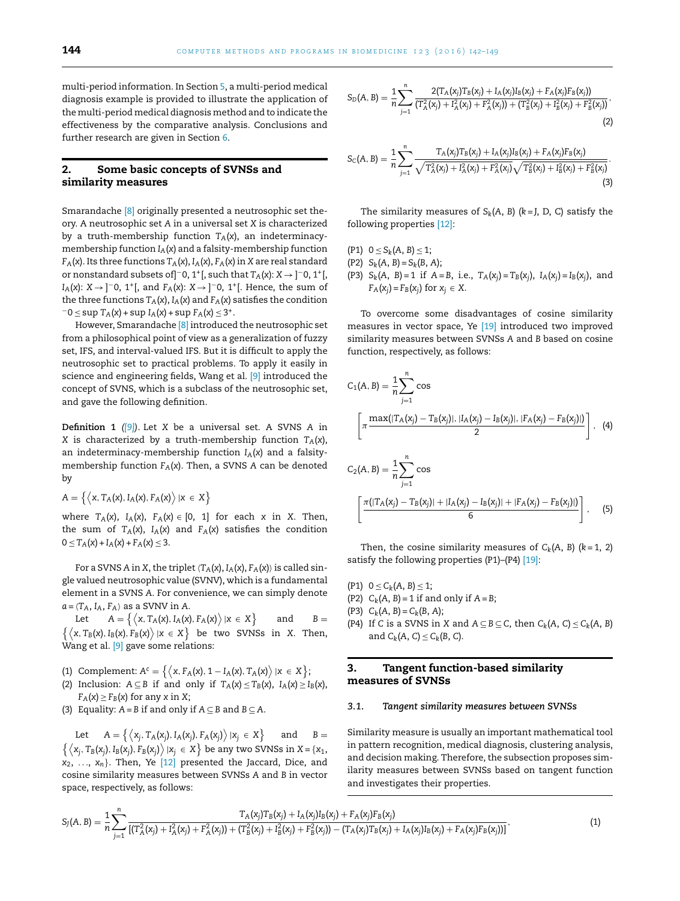multi-period information. In Section 5, a multi-period medical diagnosis example is provided to illustrate the application of the multi-period medical diagnosis method and to indicate the effectiveness by the comparative analysis. Conclusions and further research are given in Section 6.

## 2. Some basic concepts of SVNSs and similarity measures

Smarandache [8] originally presented a neutrosophic set theory. A neutrosophic set $A$ in a universal set $X$ is characterized by a truth-membership function $T_A(x)$, an indeterminacy-membership function $I_A(x)$ and a falsity-membership function $F_A(x)$. Its three functions $T_A(x)$, $I_A(x)$, $F_A(x)$ in $X$ are real standard or nonstandard subsets of $]^-0, 1^+[$, such that $T_A(x)$: $X \to ]^-0, 1^+[$, $I_A(x)$: $X \to ]^-0, 1^+[$, and $F_A(x)$: $X \to ]^-0, 1^+[$. Hence, the sum of the three functions $T_A(x)$, $I_A(x)$ and $F_A(x)$ satisfies the condition $^-0 \le \sup T_A(x) + \sup I_A(x) + \sup F_A(x) \le 3^+$.

However, Smarandache [8] introduced the neutrosophic set from a philosophical point of view as a generalization of fuzzy set, IFS, and interval-valued IFS. But it is difficult to apply the neutrosophic set to practical problems. To apply it easily in science and engineering fields, Wang et al. [9] introduced the concept of SVNS, which is a subclass of the neutrosophic set, and gave the following definition.

**Definition 1** *([9])*. Let $X$ be a universal set. A SVNS $A$ in $X$ is characterized by a truth-membership function $T_A(x)$, an indeterminacy-membership function $I_A(x)$ and a falsity-membership function $F_A(x)$. Then, a SVNS $A$ can be denoted by

$$A = \left\{ \left\langle x, T_A(x), I_A(x), F_A(x) \right\rangle | x \in X \right\}$$

where $T_A(x)$, $I_A(x)$, $F_A(x) \in [0, 1]$ for each $x$ in $X$. Then, the sum of $T_A(x)$, $I_A(x)$ and $F_A(x)$ satisfies the condition $0 \le T_A(x) + I_A(x) + F_A(x) \le 3$.

For a SVNS $A$ in $X$, the triplet $\langle T_A(x), I_A(x), F_A(x) \rangle$ is called single valued neutrosophic value (SVNV), which is a fundamental element in a SVNS $A$. For convenience, we can simply denote $a = \langle T_A, I_A, F_A \rangle$ as a SVNV in $A$.

Let $A = \left\{ \left\langle x, T_A(x), I_A(x), F_A(x) \right\rangle | x \in X \right\}$ and $B = \left\{ \left\langle x, T_B(x), I_B(x), F_B(x) \right\rangle | x \in X \right\}$ be two SVNSs in $X$. Then, Wang et al. [9] gave some relations:

(1) Complement: $A^c = \left\{ \left\langle x, F_A(x), 1 - I_A(x), T_A(x) \right\rangle | x \in X \right\}$;
(2) Inclusion: $A \subseteq B$ if and only if $T_A(x) \le T_B(x)$, $I_A(x) \ge I_B(x)$, $F_A(x) \ge F_B(x)$ for any $x$ in $X$;
(3) Equality: $A = B$ if and only if $A \subseteq B$ and $B \subseteq A$.

Let $A = \left\{ \left\langle x_j, T_A(x_j), I_A(x_j), F_A(x_j) \right\rangle | x_j \in X \right\}$ and $B = \left\{ \left\langle x_j, T_B(x_j), I_B(x_j), F_B(x_j) \right\rangle | x_j \in X \right\}$ be any two SVNSs in $X = \{x_1, x_2, \ldots, x_n\}$. Then, Ye [12] presented the Jaccard, Dice, and cosine similarity measures between SVNSs $A$ and $B$ in vector space, respectively, as follows:

$$S_J(A, B) = \frac{1}{n} \sum_{j=1}^{n} \frac{T_A(x_j)T_B(x_j) + I_A(x_j)I_B(x_j) + F_A(x_j)F_B(x_j)}{[(T_A^2(x_j) + I_A^2(x_j) + F_A^2(x_j)) + (T_B^2(x_j) + I_B^2(x_j) + F_B^2(x_j)) - (T_A(x_j)T_B(x_j) + I_A(x_j)I_B(x_j) + F_A(x_j)F_B(x_j))]}, \quad (1)$$

$$S_D(A, B) = \frac{1}{n} \sum_{j=1}^{n} \frac{2(T_A(x_j)T_B(x_j) + I_A(x_j)I_B(x_j) + F_A(x_j)F_B(x_j))}{(T_A^2(x_j) + I_A^2(x_j) + F_A^2(x_j)) + (T_B^2(x_j) + I_B^2(x_j) + F_B^2(x_j))}, \quad (2)$$

$$S_C(A, B) = \frac{1}{n} \sum_{j=1}^{n} \frac{T_A(x_j)T_B(x_j) + I_A(x_j)I_B(x_j) + F_A(x_j)F_B(x_j)}{\sqrt{T_A^2(x_j) + I_A^2(x_j) + F_A^2(x_j)}\sqrt{T_B^2(x_j) + I_B^2(x_j) + F_B^2(x_j)}}. \quad (3)$$

The similarity measures of $S_k(A, B)$ ($k$ = J, D, C) satisfy the following properties [12]:

(P1) $0 \le S_k(A, B) \le 1$;
(P2) $S_k(A, B) = S_k(B, A)$;
(P3) $S_k(A, B) = 1$ if $A = B$, i.e., $T_A(x_j) = T_B(x_j)$, $I_A(x_j) = I_B(x_j)$, and $F_A(x_j) = F_B(x_j)$ for $x_j \in X$.

To overcome some disadvantages of cosine similarity measures in vector space, Ye [19] introduced two improved similarity measures between SVNSs $A$ and $B$ based on cosine function, respectively, as follows:

$$C_1(A, B) = \frac{1}{n} \sum_{j=1}^{n} \cos \left[ \pi \frac{\max(|T_A(x_j) - T_B(x_j)|, |I_A(x_j) - I_B(x_j)|, |F_A(x_j) - F_B(x_j)|)}{2} \right], \quad (4)$$

$$C_2(A, B) = \frac{1}{n} \sum_{j=1}^{n} \cos \left[ \frac{\pi(|T_A(x_j) - T_B(x_j)| + |I_A(x_j) - I_B(x_j)| + |F_A(x_j) - F_B(x_j)|)}{6} \right], \quad (5)$$

Then, the cosine similarity measures of $C_k(A, B)$ ($k$ = 1, 2) satisfy the following properties (P1)–(P4) [19]:

(P1) $0 \le C_k(A, B) \le 1$;
(P2) $C_k(A, B) = 1$ if and only if $A = B$;
(P3) $C_k(A, B) = C_k(B, A)$;
(P4) If $C$ is a SVNS in $X$ and $A \subseteq B \subseteq C$, then $C_k(A, C) \le C_k(A, B)$ and $C_k(A, C) \le C_k(B, C)$.

## 3. Tangent function-based similarity measures of SVNSs

### 3.1. Tangent similarity measures between SVNSs

Similarity measure is usually an important mathematical tool in pattern recognition, medical diagnosis, clustering analysis, and decision making. Therefore, the subsection proposes similarity measures between SVNSs based on tangent function and investigates their properties.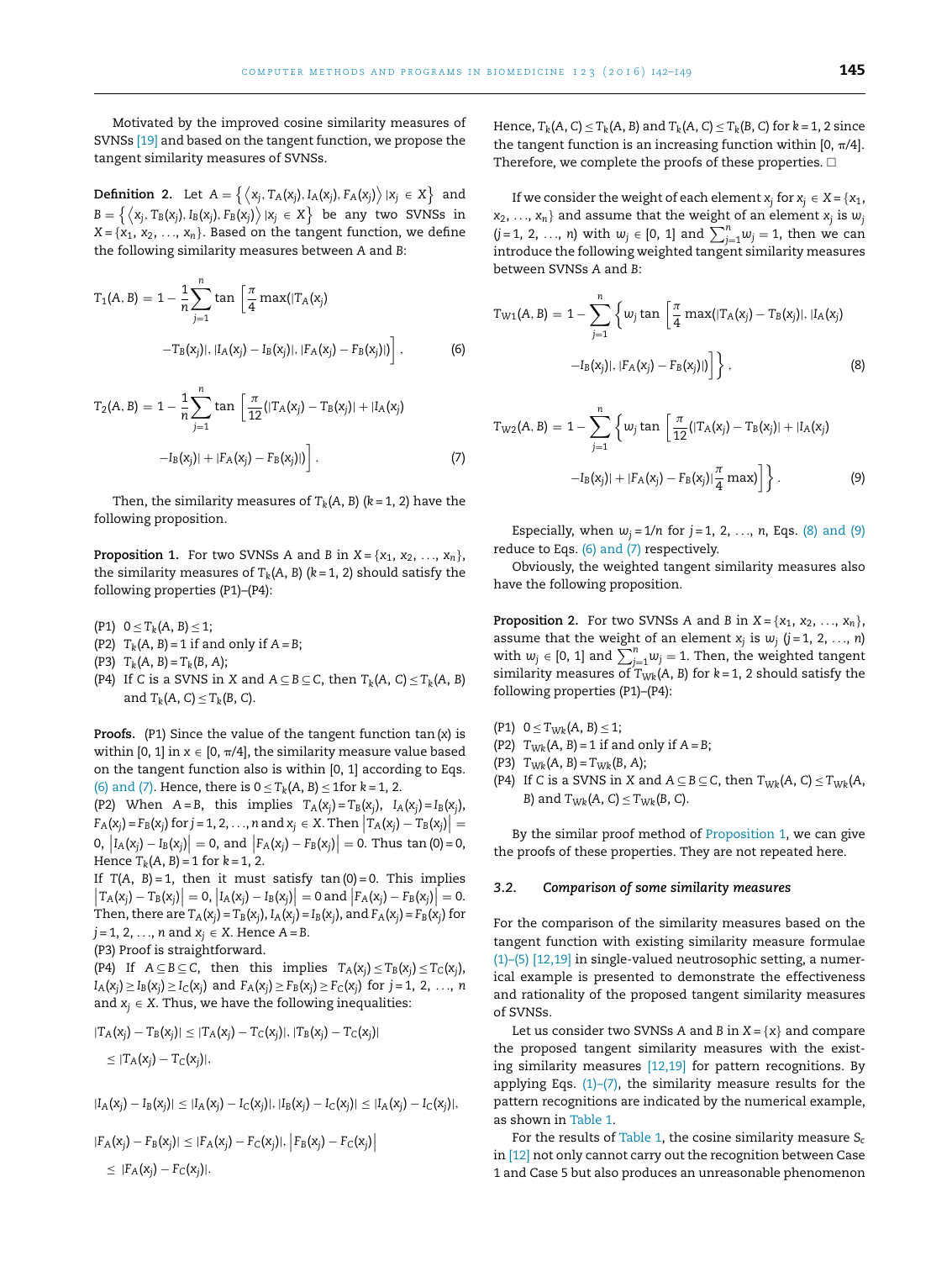Motivated by the improved cosine similarity measures of SVNSs [19] and based on the tangent function, we propose the tangent similarity measures of SVNSs.

**Definition 2.** Let $A = \{\langle x_j, T_A(x_j), I_A(x_j), F_A(x_j)\rangle | x_j \in X\}$ and $B = \{\langle x_j, T_B(x_j), I_B(x_j), F_B(x_j)\rangle | x_j \in X\}$ be any two SVNSs in $X = \{x_1, x_2, \ldots, x_n\}$. Based on the tangent function, we define the following similarity measures between $A$ and $B$:

$$T_1(A, B) = 1 - \frac{1}{n}\sum_{j=1}^{n} \tan\left[\frac{\pi}{4}\max(|T_A(x_j) - T_B(x_j)|, |I_A(x_j) - I_B(x_j)|, |F_A(x_j) - F_B(x_j)|)\right], \quad (6)$$

$$T_2(A, B) = 1 - \frac{1}{n}\sum_{j=1}^{n} \tan\left[\frac{\pi}{12}(|T_A(x_j) - T_B(x_j)| + |I_A(x_j) - I_B(x_j)| + |F_A(x_j) - F_B(x_j)|)\right]. \quad (7)$$

Then, the similarity measures of $T_k(A, B)$ $(k = 1, 2)$ have the following proposition.

**Proposition 1.** For two SVNSs $A$ and $B$ in $X = \{x_1, x_2, \ldots, x_n\}$, the similarity measures of $T_k(A, B)$ $(k = 1, 2)$ should satisfy the following properties (P1)–(P4):

(P1) $0 \le T_k(A, B) \le 1$;
(P2) $T_k(A, B) = 1$ if and only if $A = B$;
(P3) $T_k(A, B) = T_k(B, A)$;
(P4) If $C$ is a SVNS in $X$ and $A \subseteq B \subseteq C$, then $T_k(A, C) \le T_k(A, B)$ and $T_k(A, C) \le T_k(B, C)$.

**Proofs.** (P1) Since the value of the tangent function $\tan(x)$ is within [0, 1] in $x \in [0, \pi/4]$, the similarity measure value based on the tangent function also is within [0, 1] according to Eqs. (6) and (7). Hence, there is $0 \le T_k(A, B) \le 1$ for $k = 1, 2$.

(P2) When $A = B$, this implies $T_A(x_j) = T_B(x_j)$, $I_A(x_j) = I_B(x_j)$, $F_A(x_j) = F_B(x_j)$ for $j = 1, 2, \ldots, n$ and $x_j \in X$. Then $|T_A(x_j) - T_B(x_j)| = 0$, $|I_A(x_j) - I_B(x_j)| = 0$, and $|F_A(x_j) - F_B(x_j)| = 0$. Thus $\tan(0) = 0$, Hence $T_k(A, B) = 1$ for $k = 1, 2$.

If $T(A, B) = 1$, then it must satisfy $\tan(0) = 0$. This implies $|T_A(x_j) - T_B(x_j)| = 0$, $|I_A(x_j) - I_B(x_j)| = 0$ and $|F_A(x_j) - F_B(x_j)| = 0$. Then, there are $T_A(x_j) = T_B(x_j)$, $I_A(x_j) = I_B(x_j)$, and $F_A(x_j) = F_B(x_j)$ for $j = 1, 2, \ldots, n$ and $x_j \in X$. Hence $A = B$.

(P3) Proof is straightforward.

(P4) If $A \subseteq B \subseteq C$, then this implies $T_A(x_j) \le T_B(x_j) \le T_C(x_j)$, $I_A(x_j) \ge I_B(x_j) \ge I_C(x_j)$ and $F_A(x_j) \ge F_B(x_j) \ge F_C(x_j)$ for $j = 1, 2, \ldots, n$ and $x_j \in X$. Thus, we have the following inequalities:

$$|T_A(x_j) - T_B(x_j)| \le |T_A(x_j) - T_C(x_j)|, |T_B(x_j) - T_C(x_j)| \le |T_A(x_j) - T_C(x_j)|,$$

$$|I_A(x_j) - I_B(x_j)| \le |I_A(x_j) - I_C(x_j)|, |I_B(x_j) - I_C(x_j)| \le |I_A(x_j) - I_C(x_j)|,$$

$$|F_A(x_j) - F_B(x_j)| \le |F_A(x_j) - F_C(x_j)|, |F_B(x_j) - F_C(x_j)| \le |F_A(x_j) - F_C(x_j)|.$$

Hence, $T_k(A, C) \le T_k(A, B)$ and $T_k(A, C) \le T_k(B, C)$ for $k = 1, 2$ since the tangent function is an increasing function within [0, $\pi/4$]. Therefore, we complete the proofs of these properties. □

If we consider the weight of each element $x_j$ for $x_j \in X = \{x_1, x_2, \ldots, x_n\}$ and assume that the weight of an element $x_j$ is $w_j$ $(j = 1, 2, \ldots, n)$ with $w_j \in [0, 1]$ and $\sum_{j=1}^{n} w_j = 1$, then we can introduce the following weighted tangent similarity measures between SVNSs $A$ and $B$:

$$T_{W1}(A, B) = 1 - \sum_{j=1}^{n}\left\{w_j \tan\left[\frac{\pi}{4}\max(|T_A(x_j) - T_B(x_j)|, |I_A(x_j) - I_B(x_j)|, |F_A(x_j) - F_B(x_j)|)\right]\right\}, \quad (8)$$

$$T_{W2}(A, B) = 1 - \sum_{j=1}^{n}\left\{w_j \tan\left[\frac{\pi}{12}(|T_A(x_j) - T_B(x_j)| + |I_A(x_j) - I_B(x_j)| + |F_A(x_j) - F_B(x_j)|\frac{\pi}{4}\max)\right]\right\}. \quad (9)$$

Especially, when $w_j = 1/n$ for $j = 1, 2, \ldots, n$, Eqs. (8) and (9) reduce to Eqs. (6) and (7) respectively.

Obviously, the weighted tangent similarity measures also have the following proposition.

**Proposition 2.** For two SVNSs $A$ and $B$ in $X = \{x_1, x_2, \ldots, x_n\}$, assume that the weight of an element $x_j$ is $w_j$ $(j = 1, 2, \ldots, n)$ with $w_j \in [0, 1]$ and $\sum_{j=1}^{n} w_j = 1$. Then, the weighted tangent similarity measures of $T_{Wk}(A, B)$ for $k = 1, 2$ should satisfy the following properties (P1)–(P4):

(P1) $0 \le T_{Wk}(A, B) \le 1$;
(P2) $T_{Wk}(A, B) = 1$ if and only if $A = B$;
(P3) $T_{Wk}(A, B) = T_{Wk}(B, A)$;
(P4) If $C$ is a SVNS in $X$ and $A \subseteq B \subseteq C$, then $T_{Wk}(A, C) \le T_{Wk}(A, B)$ and $T_{Wk}(A, C) \le T_{Wk}(B, C)$.

By the similar proof method of Proposition 1, we can give the proofs of these properties. They are not repeated here.

### 3.2. Comparison of some similarity measures

For the comparison of the similarity measures based on the tangent function with existing similarity measure formulae (1)–(5) [12,19] in single-valued neutrosophic setting, a numerical example is presented to demonstrate the effectiveness and rationality of the proposed tangent similarity measures of SVNSs.

Let us consider two SVNSs $A$ and $B$ in $X = \{x\}$ and compare the proposed tangent similarity measures with the existing similarity measures [12,19] for pattern recognitions. By applying Eqs. (1)–(7), the similarity measure results for the pattern recognitions are indicated by the numerical example, as shown in Table 1.

For the results of Table 1, the cosine similarity measure $S_c$ in [12] not only cannot carry out the recognition between Case 1 and Case 5 but also produces an unreasonable phenomenon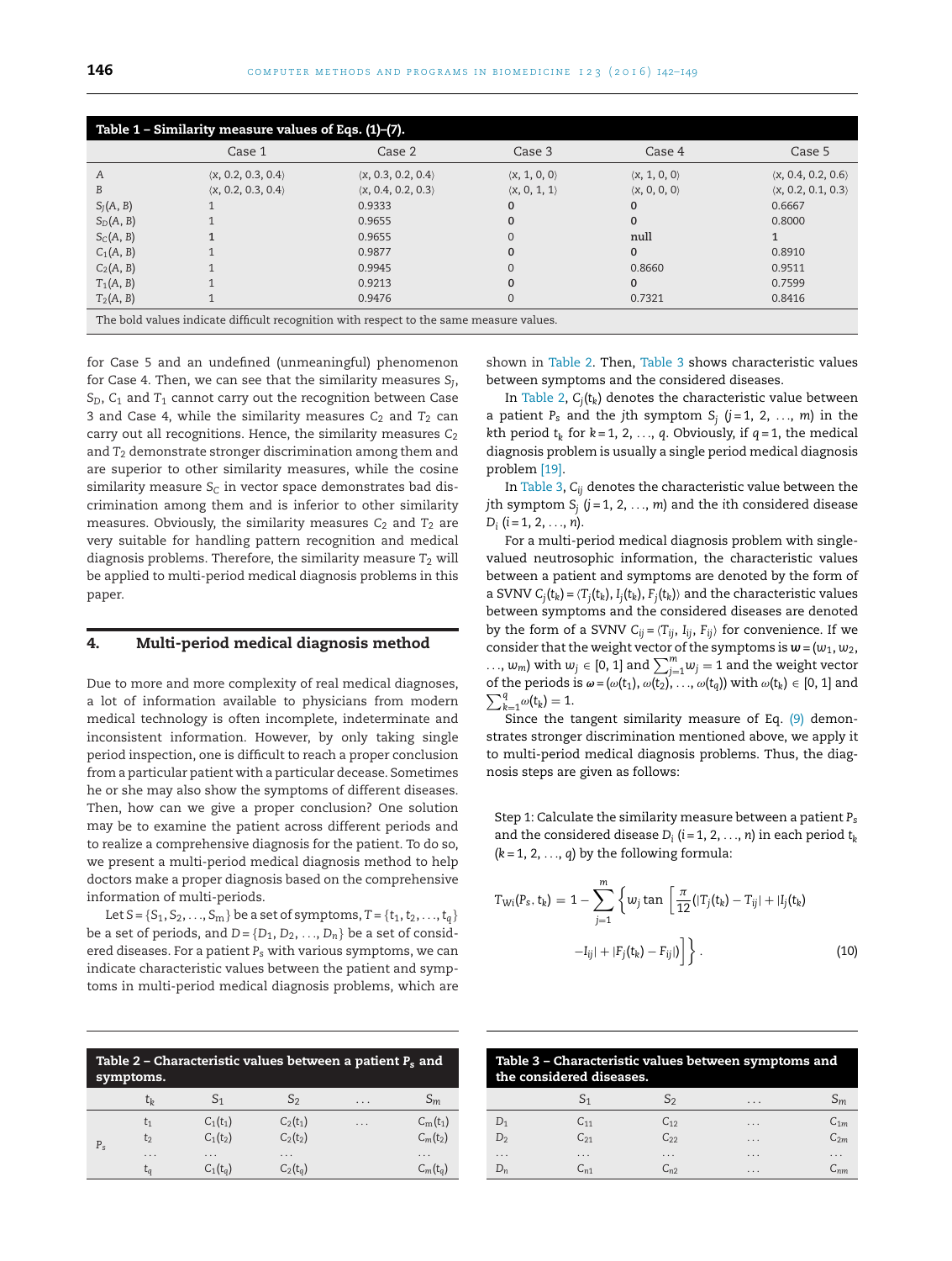**Table 1 – Similarity measure values of Eqs. (1)–(7).**

| | Case 1 | Case 2 | Case 3 | Case 4 | Case 5 |
|---|---|---|---|---|---|
| $A$ | ⟨x, 0.2, 0.3, 0.4⟩ | ⟨x, 0.3, 0.2, 0.4⟩ | ⟨x, 1, 0, 0⟩ | ⟨x, 1, 0, 0⟩ | ⟨x, 0.4, 0.2, 0.6⟩ |
| $B$ | ⟨x, 0.2, 0.3, 0.4⟩ | ⟨x, 0.4, 0.2, 0.3⟩ | ⟨x, 0, 1, 1⟩ | ⟨x, 0, 0, 0⟩ | ⟨x, 0.2, 0.1, 0.3⟩ |
| $S_J(A, B)$ | 1 | 0.9333 | **0** | **0** | 0.6667 |
| $S_D(A, B)$ | 1 | 0.9655 | **0** | **0** | 0.8000 |
| $S_C(A, B)$ | **1** | 0.9655 | 0 | **null** | **1** |
| $C_1(A, B)$ | 1 | 0.9877 | **0** | **0** | 0.8910 |
| $C_2(A, B)$ | 1 | 0.9945 | 0 | 0.8660 | 0.9511 |
| $T_1(A, B)$ | 1 | 0.9213 | **0** | **0** | 0.7599 |
| $T_2(A, B)$ | 1 | 0.9476 | 0 | 0.7321 | 0.8416 |

The bold values indicate difficult recognition with respect to the same measure values.

for Case 5 and an undefined (unmeaningful) phenomenon for Case 4. Then, we can see that the similarity measures $S_J$, $S_D$, $C_1$ and $T_1$ cannot carry out the recognition between Case 3 and Case 4, while the similarity measures $C_2$ and $T_2$ can carry out all recognitions. Hence, the similarity measures $C_2$ and $T_2$ demonstrate stronger discrimination among them and are superior to other similarity measures, while the cosine similarity measure $S_C$ in vector space demonstrates bad discrimination among them and is inferior to other similarity measures. Obviously, the similarity measures $C_2$ and $T_2$ are very suitable for handling pattern recognition and medical diagnosis problems. Therefore, the similarity measure $T_2$ will be applied to multi-period medical diagnosis problems in this paper.

## 4. Multi-period medical diagnosis method

Due to more and more complexity of real medical diagnoses, a lot of information available to physicians from modern medical technology is often incomplete, indeterminate and inconsistent information. However, by only taking single period inspection, one is difficult to reach a proper conclusion from a particular patient with a particular decease. Sometimes he or she may also show the symptoms of different diseases. Then, how can we give a proper conclusion? One solution may be to examine the patient across different periods and to realize a comprehensive diagnosis for the patient. To do so, we present a multi-period medical diagnosis method to help doctors make a proper diagnosis based on the comprehensive information of multi-periods.

Let $S = \{S_1, S_2, \ldots, S_m\}$ be a set of symptoms, $T = \{t_1, t_2, \ldots, t_q\}$ be a set of periods, and $D = \{D_1, D_2, \ldots, D_n\}$ be a set of considered diseases. For a patient $P_s$ with various symptoms, we can indicate characteristic values between the patient and symptoms in multi-period medical diagnosis problems, which are shown in Table 2. Then, Table 3 shows characteristic values between symptoms and the considered diseases.

In Table 2, $C_j(t_k)$ denotes the characteristic value between a patient $P_s$ and the $j$th symptom $S_j$ ($j = 1, 2, \ldots, m$) in the $k$th period $t_k$ for $k = 1, 2, \ldots, q$. Obviously, if $q = 1$, the medical diagnosis problem is usually a single period medical diagnosis problem [19].

In Table 3, $C_{ij}$ denotes the characteristic value between the $j$th symptom $S_j$ ($j = 1, 2, \ldots, m$) and the $i$th considered disease $D_i$ ($i = 1, 2, \ldots, n$).

For a multi-period medical diagnosis problem with single-valued neutrosophic information, the characteristic values between a patient and symptoms are denoted by the form of a SVNV $C_j(t_k) = \langle T_j(t_k), I_j(t_k), F_j(t_k)\rangle$ and the characteristic values between symptoms and the considered diseases are denoted by the form of a SVNV $C_{ij} = \langle T_{ij}, I_{ij}, F_{ij}\rangle$ for convenience. If we consider that the weight vector of the symptoms is $\boldsymbol{w} = (w_1, w_2, \ldots, w_m)$ with $w_j \in [0, 1]$ and $\sum_{j=1}^{m} w_j = 1$ and the weight vector of the periods is $\boldsymbol{\omega} = (\omega(t_1), \omega(t_2), \ldots, \omega(t_q))$ with $\omega(t_k) \in [0, 1]$ and $\sum_{k=1}^{q} \omega(t_k) = 1$.

Since the tangent similarity measure of Eq. (9) demonstrates stronger discrimination mentioned above, we apply it to multi-period medical diagnosis problems. Thus, the diagnosis steps are given as follows:

Step 1: Calculate the similarity measure between a patient $P_s$ and the considered disease $D_i$ ($i = 1, 2, \ldots, n$) in each period $t_k$ ($k = 1, 2, \ldots, q$) by the following formula:

$$T_{Wi}(P_s, t_k) = 1 - \sum_{j=1}^{m} \left\{ w_j \tan\left[ \frac{\pi}{12} \left( |T_j(t_k) - T_{ij}| + |I_j(t_k) - I_{ij}| + |F_j(t_k) - F_{ij}| \right) \right] \right\}. \tag{10}$$

**Table 2 – Characteristic values between a patient $P_s$ and symptoms.**

| | $t_k$ | $S_1$ | $S_2$ | ... | $S_m$ |
|---|---|---|---|---|---|
| $P_s$ | $t_1$ | $C_1(t_1)$ | $C_2(t_1)$ | ... | $C_m(t_1)$ |
| | $t_2$ | $C_1(t_2)$ | $C_2(t_2)$ | | $C_m(t_2)$ |
| | ... | ... | ... | | ... |
| | $t_q$ | $C_1(t_q)$ | $C_2(t_q)$ | | $C_m(t_q)$ |

**Table 3 – Characteristic values between symptoms and the considered diseases.**

| | $S_1$ | $S_2$ | ... | $S_m$ |
|---|---|---|---|---|
| $D_1$ | $C_{11}$ | $C_{12}$ | ... | $C_{1m}$ |
| $D_2$ | $C_{21}$ | $C_{22}$ | ... | $C_{2m}$ |
| ... | ... | ... | ... | ... |
| $D_n$ | $C_{n1}$ | $C_{n2}$ | ... | $C_{nm}$ |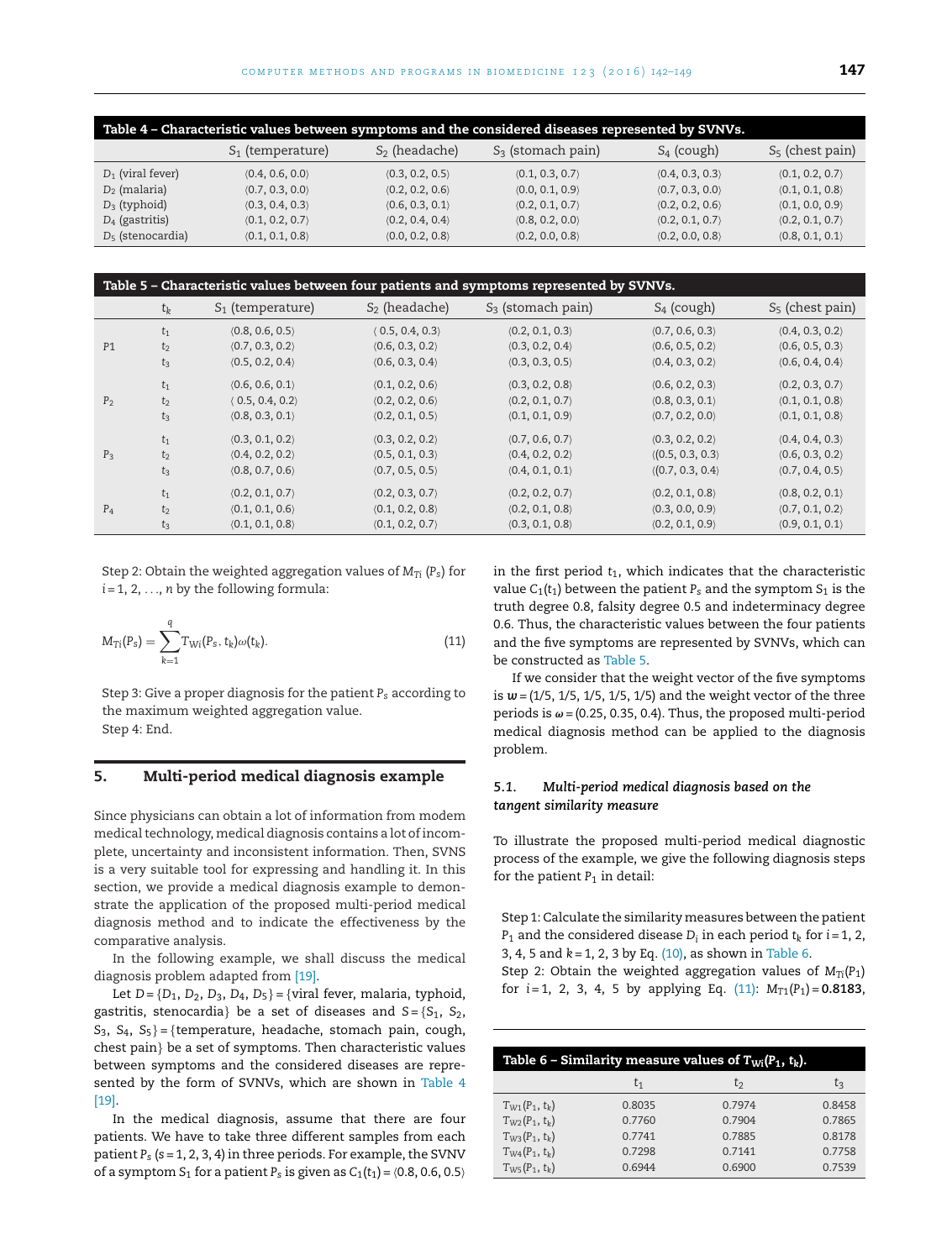**Table 4 – Characteristic values between symptoms and the considered diseases represented by SVNVs.**

| | $S_1$ (temperature) | $S_2$ (headache) | $S_3$ (stomach pain) | $S_4$ (cough) | $S_5$ (chest pain) |
|---|---|---|---|---|---|
| $D_1$ (viral fever) | ⟨0.4, 0.6, 0.0⟩ | ⟨0.3, 0.2, 0.5⟩ | ⟨0.1, 0.3, 0.7⟩ | ⟨0.4, 0.3, 0.3⟩ | ⟨0.1, 0.2, 0.7⟩ |
| $D_2$ (malaria) | ⟨0.7, 0.3, 0.0⟩ | ⟨0.2, 0.2, 0.6⟩ | ⟨0.0, 0.1, 0.9⟩ | ⟨0.7, 0.3, 0.0⟩ | ⟨0.1, 0.1, 0.8⟩ |
| $D_3$ (typhoid) | ⟨0.3, 0.4, 0.3⟩ | ⟨0.6, 0.3, 0.1⟩ | ⟨0.2, 0.1, 0.7⟩ | ⟨0.2, 0.2, 0.6⟩ | ⟨0.1, 0.0, 0.9⟩ |
| $D_4$ (gastritis) | ⟨0.1, 0.2, 0.7⟩ | ⟨0.2, 0.4, 0.4⟩ | ⟨0.8, 0.2, 0.0⟩ | ⟨0.2, 0.1, 0.7⟩ | ⟨0.2, 0.1, 0.7⟩ |
| $D_5$ (stenocardia) | ⟨0.1, 0.1, 0.8⟩ | ⟨0.0, 0.2, 0.8⟩ | ⟨0.2, 0.0, 0.8⟩ | ⟨0.2, 0.0, 0.8⟩ | ⟨0.8, 0.1, 0.1⟩ |

**Table 5 – Characteristic values between four patients and symptoms represented by SVNVs.**

| | $t_k$ | $S_1$ (temperature) | $S_2$ (headache) | $S_3$ (stomach pain) | $S_4$ (cough) | $S_5$ (chest pain) |
|---|---|---|---|---|---|---|
| P1 | $t_1$ | ⟨0.8, 0.6, 0.5⟩ | ⟨ 0.5, 0.4, 0.3⟩ | ⟨0.2, 0.1, 0.3⟩ | ⟨0.7, 0.6, 0.3⟩ | ⟨0.4, 0.3, 0.2⟩ |
| | $t_2$ | ⟨0.7, 0.3, 0.2⟩ | ⟨0.6, 0.3, 0.2⟩ | ⟨0.3, 0.2, 0.4⟩ | ⟨0.6, 0.5, 0.2⟩ | ⟨0.6, 0.5, 0.3⟩ |
| | $t_3$ | ⟨0.5, 0.2, 0.4⟩ | ⟨0.6, 0.3, 0.4⟩ | ⟨0.3, 0.3, 0.5⟩ | ⟨0.4, 0.3, 0.2⟩ | ⟨0.6, 0.4, 0.4⟩ |
| $P_2$ | $t_1$ | ⟨0.6, 0.6, 0.1⟩ | ⟨0.1, 0.2, 0.6⟩ | ⟨0.3, 0.2, 0.8⟩ | ⟨0.6, 0.2, 0.3⟩ | ⟨0.2, 0.3, 0.7⟩ |
| | $t_2$ | ⟨ 0.5, 0.4, 0.2⟩ | ⟨0.2, 0.2, 0.6⟩ | ⟨0.2, 0.1, 0.7⟩ | ⟨0.8, 0.3, 0.1⟩ | ⟨0.1, 0.1, 0.8⟩ |
| | $t_3$ | ⟨0.8, 0.3, 0.1⟩ | ⟨0.2, 0.1, 0.5⟩ | ⟨0.1, 0.1, 0.9⟩ | ⟨0.7, 0.2, 0.0⟩ | ⟨0.1, 0.1, 0.8⟩ |
| $P_3$ | $t_1$ | ⟨0.3, 0.1, 0.2⟩ | ⟨0.3, 0.2, 0.2⟩ | ⟨0.7, 0.6, 0.7⟩ | ⟨0.3, 0.2, 0.2⟩ | ⟨0.4, 0.4, 0.3⟩ |
| | $t_2$ | ⟨0.4, 0.2, 0.2⟩ | ⟨0.5, 0.1, 0.3⟩ | ⟨0.4, 0.2, 0.2⟩ | ⟨⟨0.5, 0.3, 0.3⟩ | ⟨0.6, 0.3, 0.2⟩ |
| | $t_3$ | ⟨0.8, 0.7, 0.6⟩ | ⟨0.7, 0.5, 0.5⟩ | ⟨0.4, 0.1, 0.1⟩ | ⟨⟨0.7, 0.3, 0.4⟩ | ⟨0.7, 0.4, 0.5⟩ |
| $P_4$ | $t_1$ | ⟨0.2, 0.1, 0.7⟩ | ⟨0.2, 0.3, 0.7⟩ | ⟨0.2, 0.2, 0.7⟩ | ⟨0.2, 0.1, 0.8⟩ | ⟨0.8, 0.2, 0.1⟩ |
| | $t_2$ | ⟨0.1, 0.1, 0.6⟩ | ⟨0.1, 0.2, 0.8⟩ | ⟨0.2, 0.1, 0.8⟩ | ⟨0.3, 0.0, 0.9⟩ | ⟨0.7, 0.1, 0.2⟩ |
| | $t_3$ | ⟨0.1, 0.1, 0.8⟩ | ⟨0.1, 0.2, 0.7⟩ | ⟨0.3, 0.1, 0.8⟩ | ⟨0.2, 0.1, 0.9⟩ | ⟨0.9, 0.1, 0.1⟩ |

Step 2: Obtain the weighted aggregation values of $M_{Ti}$ ($P_s$) for $i = 1, 2, \ldots, n$ by the following formula:

$$M_{Ti}(P_s) = \sum_{k=1}^{q} T_{Wi}(P_s, t_k)\omega(t_k). \tag{11}$$

Step 3: Give a proper diagnosis for the patient $P_s$ according to the maximum weighted aggregation value.

Step 4: End.

## 5. Multi-period medical diagnosis example

Since physicians can obtain a lot of information from modem medical technology, medical diagnosis contains a lot of incomplete, uncertainty and inconsistent information. Then, SVNS is a very suitable tool for expressing and handling it. In this section, we provide a medical diagnosis example to demonstrate the application of the proposed multi-period medical diagnosis method and to indicate the effectiveness by the comparative analysis.

In the following example, we shall discuss the medical diagnosis problem adapted from [19].

Let $D = \{D_1, D_2, D_3, D_4, D_5\}$ = {viral fever, malaria, typhoid, gastritis, stenocardia} be a set of diseases and $S = \{S_1, S_2, S_3, S_4, S_5\}$ = {temperature, headache, stomach pain, cough, chest pain} be a set of symptoms. Then characteristic values between symptoms and the considered diseases are represented by the form of SVNVs, which are shown in Table 4 [19].

In the medical diagnosis, assume that there are four patients. We have to take three different samples from each patient $P_s$ ($s = 1, 2, 3, 4$) in three periods. For example, the SVNV of a symptom $S_1$ for a patient $P_s$ is given as $C_1(t_1) = \langle 0.8, 0.6, 0.5\rangle$ in the first period $t_1$, which indicates that the characteristic value $C_1(t_1)$ between the patient $P_s$ and the symptom $S_1$ is the truth degree 0.8, falsity degree 0.5 and indeterminacy degree 0.6. Thus, the characteristic values between the four patients and the five symptoms are represented by SVNVs, which can be constructed as Table 5.

If we consider that the weight vector of the five symptoms is $\boldsymbol{w}$ = (1/5, 1/5, 1/5, 1/5, 1/5) and the weight vector of the three periods is $\boldsymbol{\omega}$ = (0.25, 0.35, 0.4). Thus, the proposed multi-period medical diagnosis method can be applied to the diagnosis problem.

### 5.1. *Multi-period medical diagnosis based on the tangent similarity measure*

To illustrate the proposed multi-period medical diagnostic process of the example, we give the following diagnosis steps for the patient $P_1$ in detail:

Step 1: Calculate the similarity measures between the patient $P_1$ and the considered disease $D_i$ in each period $t_k$ for $i = 1, 2, 3, 4, 5$ and $k = 1, 2, 3$ by Eq. (10), as shown in Table 6.

Step 2: Obtain the weighted aggregation values of $M_{Ti}(P_1)$ for $i = 1, 2, 3, 4, 5$ by applying Eq. (11): $M_{T1}(P_1) = \mathbf{0.8183}$,

**Table 6 – Similarity measure values of $T_{Wi}(P_1, t_k)$.**

| | $t_1$ | $t_2$ | $t_3$ |
|---|---|---|---|
| $T_{W1}(P_1, t_k)$ | 0.8035 | 0.7974 | 0.8458 |
| $T_{W2}(P_1, t_k)$ | 0.7760 | 0.7904 | 0.7865 |
| $T_{W3}(P_1, t_k)$ | 0.7741 | 0.7885 | 0.8178 |
| $T_{W4}(P_1, t_k)$ | 0.7298 | 0.7141 | 0.7758 |
| $T_{W5}(P_1, t_k)$ | 0.6944 | 0.6900 | 0.7539 |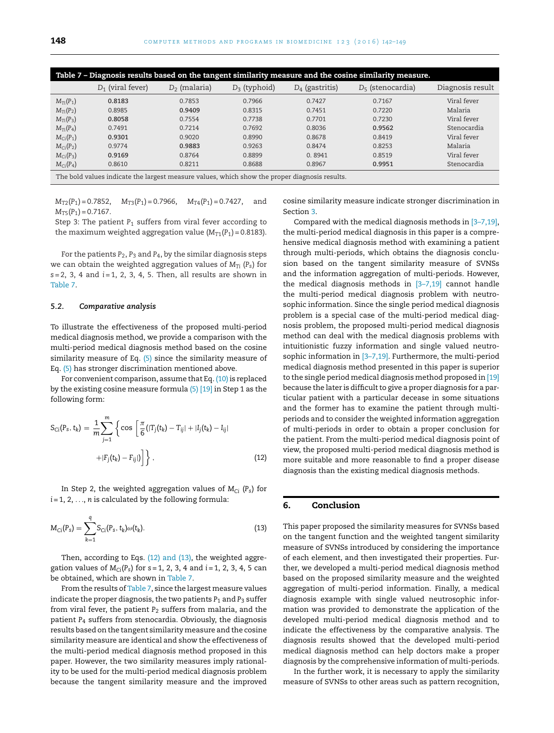**Table 7 – Diagnosis results based on the tangent similarity measure and the cosine similarity measure.**

| | $D_1$ (viral fever) | $D_2$ (malaria) | $D_3$ (typhoid) | $D_4$ (gastritis) | $D_5$ (stenocardia) | Diagnosis result |
|---|---|---|---|---|---|---|
| $M_{Ti}(P_1)$ | **0.8183** | 0.7853 | 0.7966 | 0.7427 | 0.7167 | Viral fever |
| $M_{Ti}(P_2)$ | 0.8985 | **0.9409** | 0.8315 | 0.7451 | 0.7220 | Malaria |
| $M_{Ti}(P_3)$ | **0.8058** | 0.7554 | 0.7738 | 0.7701 | 0.7230 | Viral fever |
| $M_{Ti}(P_4)$ | 0.7491 | 0.7214 | 0.7692 | 0.8036 | **0.9562** | Stenocardia |
| $M_{Ci}(P_1)$ | **0.9301** | 0.9020 | 0.8990 | 0.8678 | 0.8419 | Viral fever |
| $M_{Ci}(P_2)$ | 0.9774 | **0.9883** | 0.9263 | 0.8474 | 0.8253 | Malaria |
| $M_{Ci}(P_3)$ | **0.9169** | 0.8764 | 0.8899 | 0. 8941 | 0.8519 | Viral fever |
| $M_{Ci}(P_4)$ | 0.8610 | 0.8211 | 0.8688 | 0.8967 | **0.9951** | Stenocardia |

The bold values indicate the largest measure values, which show the proper diagnosis results.

$M_{T2}(P_1) = 0.7852$, $M_{T3}(P_1) = 0.7966$, $M_{T4}(P_1) = 0.7427$, and $M_{T5}(P_1) = 0.7167$.

Step 3: The patient $P_1$ suffers from viral fever according to the maximum weighted aggregation value ($M_{T1}(P_1) = 0.8183$).

For the patients $P_2$, $P_3$ and $P_4$, by the similar diagnosis steps we can obtain the weighted aggregation values of $M_{Ti}$ ($P_s$) for $s = 2, 3, 4$ and $i = 1, 2, 3, 4, 5$. Then, all results are shown in Table 7.

### 5.2. *Comparative analysis*

To illustrate the effectiveness of the proposed multi-period medical diagnosis method, we provide a comparison with the multi-period medical diagnosis method based on the cosine similarity measure of Eq. (5) since the similarity measure of Eq. (5) has stronger discrimination mentioned above.

For convenient comparison, assume that Eq. (10) is replaced by the existing cosine measure formula (5) [19] in Step 1 as the following form:

$$S_{Ci}(P_s, t_k) = \frac{1}{m}\sum_{j=1}^{m}\left\{\cos\left[\frac{\pi}{6}(|T_j(t_k) - T_{ij}| + |I_j(t_k) - I_{ij}| + |F_j(t_k) - F_{ij}|)\right]\right\}, \tag{12}$$

In Step 2, the weighted aggregation values of $M_{Ci}$ ($P_s$) for $i = 1, 2, \ldots, n$ is calculated by the following formula:

$$M_{Ci}(P_s) = \sum_{k=1}^{q} S_{Ci}(P_s, t_k)\omega(t_k). \tag{13}$$

Then, according to Eqs. (12) and (13), the weighted aggregation values of $M_{Ci}(P_s)$ for $s = 1, 2, 3, 4$ and $i = 1, 2, 3, 4, 5$ can be obtained, which are shown in Table 7.

From the results of Table 7, since the largest measure values indicate the proper diagnosis, the two patients $P_1$ and $P_3$ suffer from viral fever, the patient $P_2$ suffers from malaria, and the patient $P_4$ suffers from stenocardia. Obviously, the diagnosis results based on the tangent similarity measure and the cosine similarity measure are identical and show the effectiveness of the multi-period medical diagnosis method proposed in this paper. However, the two similarity measures imply rationality to be used for the multi-period medical diagnosis problem because the tangent similarity measure and the improved cosine similarity measure indicate stronger discrimination in Section 3.

Compared with the medical diagnosis methods in [3–7,19], the multi-period medical diagnosis in this paper is a comprehensive medical diagnosis method with examining a patient through multi-periods, which obtains the diagnosis conclusion based on the tangent similarity measure of SVNSs and the information aggregation of multi-periods. However, the medical diagnosis methods in [3–7,19] cannot handle the multi-period medical diagnosis problem with neutrosophic information. Since the single period medical diagnosis problem is a special case of the multi-period medical diagnosis problem, the proposed multi-period medical diagnosis method can deal with the medical diagnosis problems with intuitionistic fuzzy information and single valued neutrosophic information in [3–7,19]. Furthermore, the multi-period medical diagnosis method presented in this paper is superior to the single period medical diagnosis method proposed in [19] because the later is difficult to give a proper diagnosis for a particular patient with a particular decease in some situations and the former has to examine the patient through multi-periods and to consider the weighted information aggregation of multi-periods in order to obtain a proper conclusion for the patient. From the multi-period medical diagnosis point of view, the proposed multi-period medical diagnosis method is more suitable and more reasonable to find a proper disease diagnosis than the existing medical diagnosis methods.

## 6. Conclusion

This paper proposed the similarity measures for SVNSs based on the tangent function and the weighted tangent similarity measure of SVNSs introduced by considering the importance of each element, and then investigated their properties. Further, we developed a multi-period medical diagnosis method based on the proposed similarity measure and the weighted aggregation of multi-period information. Finally, a medical diagnosis example with single valued neutrosophic information was provided to demonstrate the application of the developed multi-period medical diagnosis method and to indicate the effectiveness by the comparative analysis. The diagnosis results showed that the developed multi-period medical diagnosis method can help doctors make a proper diagnosis by the comprehensive information of multi-periods.

In the further work, it is necessary to apply the similarity measure of SVNSs to other areas such as pattern recognition,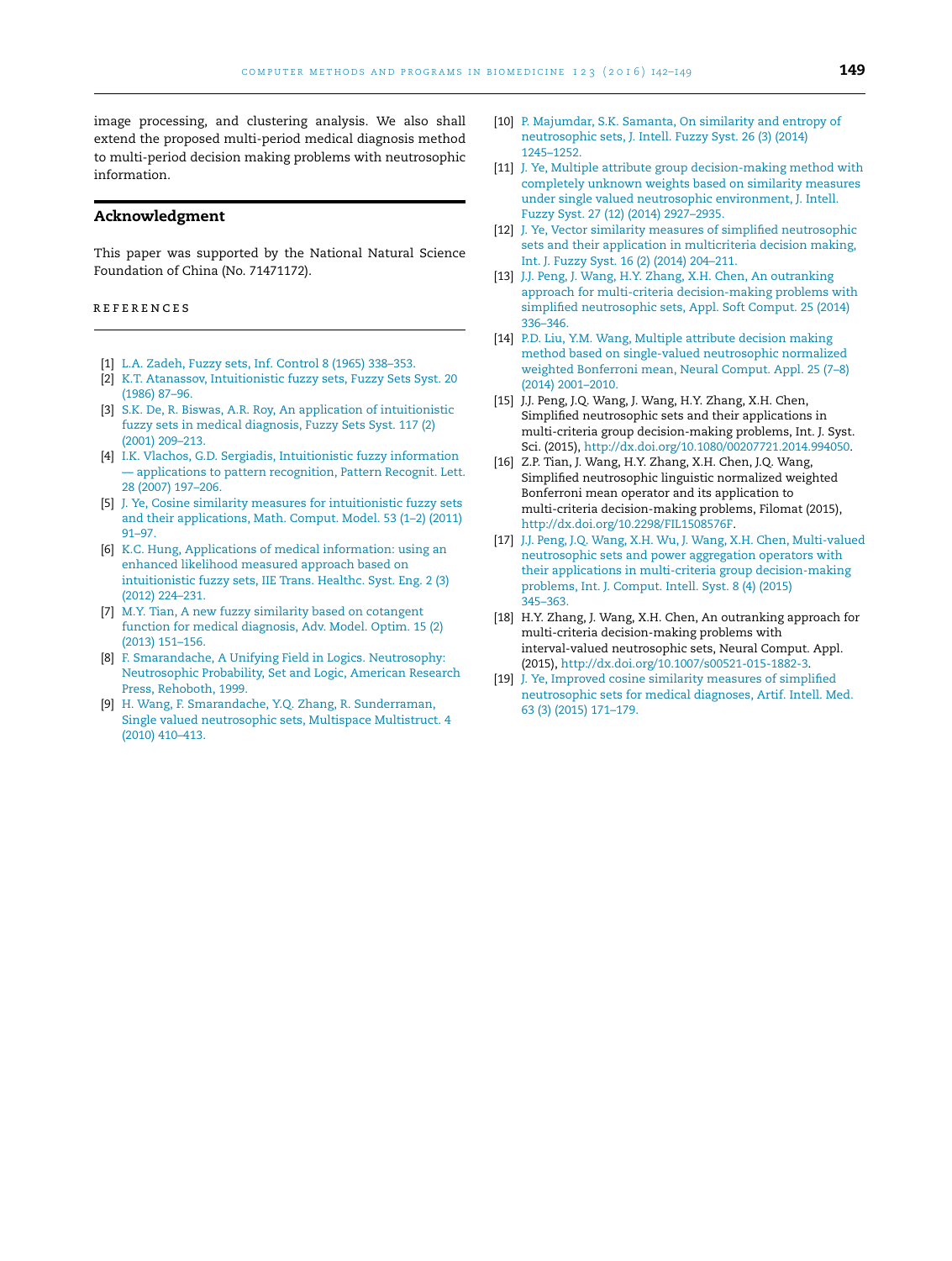image processing, and clustering analysis. We also shall extend the proposed multi-period medical diagnosis method to multi-period decision making problems with neutrosophic information.

## Acknowledgment

This paper was supported by the National Natural Science Foundation of China (No. 71471172).

## REFERENCES

[1] L.A. Zadeh, Fuzzy sets, Inf. Control 8 (1965) 338–353.

[2] K.T. Atanassov, Intuitionistic fuzzy sets, Fuzzy Sets Syst. 20 (1986) 87–96.

[3] S.K. De, R. Biswas, A.R. Roy, An application of intuitionistic fuzzy sets in medical diagnosis, Fuzzy Sets Syst. 117 (2) (2001) 209–213.

[4] I.K. Vlachos, G.D. Sergiadis, Intuitionistic fuzzy information — applications to pattern recognition, Pattern Recognit. Lett. 28 (2007) 197–206.

[5] J. Ye, Cosine similarity measures for intuitionistic fuzzy sets and their applications, Math. Comput. Model. 53 (1–2) (2011) 91–97.

[6] K.C. Hung, Applications of medical information: using an enhanced likelihood measured approach based on intuitionistic fuzzy sets, IIE Trans. Healthc. Syst. Eng. 2 (3) (2012) 224–231.

[7] M.Y. Tian, A new fuzzy similarity based on cotangent function for medical diagnosis, Adv. Model. Optim. 15 (2) (2013) 151–156.

[8] F. Smarandache, A Unifying Field in Logics. Neutrosophy: Neutrosophic Probability, Set and Logic, American Research Press, Rehoboth, 1999.

[9] H. Wang, F. Smarandache, Y.Q. Zhang, R. Sunderraman, Single valued neutrosophic sets, Multispace Multistruct. 4 (2010) 410–413.

[10] P. Majumdar, S.K. Samanta, On similarity and entropy of neutrosophic sets, J. Intell. Fuzzy Syst. 26 (3) (2014) 1245–1252.

[11] J. Ye, Multiple attribute group decision-making method with completely unknown weights based on similarity measures under single valued neutrosophic environment, J. Intell. Fuzzy Syst. 27 (12) (2014) 2927–2935.

[12] J. Ye, Vector similarity measures of simplified neutrosophic sets and their application in multicriteria decision making, Int. J. Fuzzy Syst. 16 (2) (2014) 204–211.

[13] J.J. Peng, J. Wang, H.Y. Zhang, X.H. Chen, An outranking approach for multi-criteria decision-making problems with simplified neutrosophic sets, Appl. Soft Comput. 25 (2014) 336–346.

[14] P.D. Liu, Y.M. Wang, Multiple attribute decision making method based on single-valued neutrosophic normalized weighted Bonferroni mean, Neural Comput. Appl. 25 (7–8) (2014) 2001–2010.

[15] J.J. Peng, J.Q. Wang, J. Wang, H.Y. Zhang, X.H. Chen, Simplified neutrosophic sets and their applications in multi-criteria group decision-making problems, Int. J. Syst. Sci. (2015), http://dx.doi.org/10.1080/00207721.2014.994050.

[16] Z.P. Tian, J. Wang, H.Y. Zhang, X.H. Chen, J.Q. Wang, Simplified neutrosophic linguistic normalized weighted Bonferroni mean operator and its application to multi-criteria decision-making problems, Filomat (2015), http://dx.doi.org/10.2298/FIL1508576F.

[17] J.J. Peng, J.Q. Wang, X.H. Wu, J. Wang, X.H. Chen, Multi-valued neutrosophic sets and power aggregation operators with their applications in multi-criteria group decision-making problems, Int. J. Comput. Intell. Syst. 8 (4) (2015) 345–363.

[18] H.Y. Zhang, J. Wang, X.H. Chen, An outranking approach for multi-criteria decision-making problems with interval-valued neutrosophic sets, Neural Comput. Appl. (2015), http://dx.doi.org/10.1007/s00521-015-1882-3.

[19] J. Ye, Improved cosine similarity measures of simplified neutrosophic sets for medical diagnoses, Artif. Intell. Med. 63 (3) (2015) 171–179.